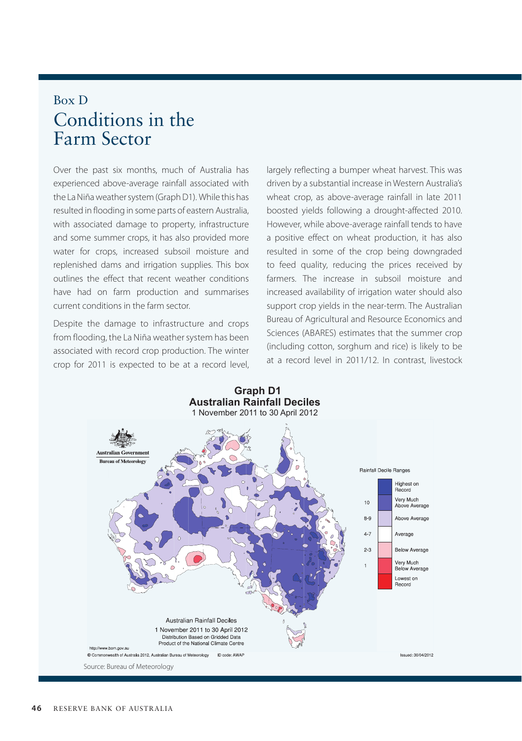## Box D

# Conditions in the Farm Sector

Over the past six months, much of Australia has experienced above-average rainfall associated with the La Niña weather system (Graph D1). While this has resulted in flooding in some parts of eastern Australia, with associated damage to property, infrastructure and some summer crops, it has also provided more water for crops, increased subsoil moisture and replenished dams and irrigation supplies. This box outlines the effect that recent weather conditions have had on farm production and summarises current conditions in the farm sector.

Despite the damage to infrastructure and crops from flooding, the La Niña weather system has been associated with record crop production. The winter crop for 2011 is expected to be at a record level, largely reflecting a bumper wheat harvest. This was driven by a substantial increase in Western Australia's wheat crop, as above-average rainfall in late 2011 boosted yields following a drought-affected 2010. However, while above-average rainfall tends to have a positive effect on wheat production, it has also resulted in some of the crop being downgraded to feed quality, reducing the prices received by farmers. The increase in subsoil moisture and increased availability of irrigation water should also support crop yields in the near-term. The Australian Bureau of Agricultural and Resource Economics and Sciences (ABARES) estimates that the summer crop (including cotton, sorghum and rice) is likely to be at a record level in 2011/12. In contrast, livestock

**Graph D1**
**Australian Rainfall Deciles**
1 November 2011 to 30 April 2012

Source: Bureau of Meteorology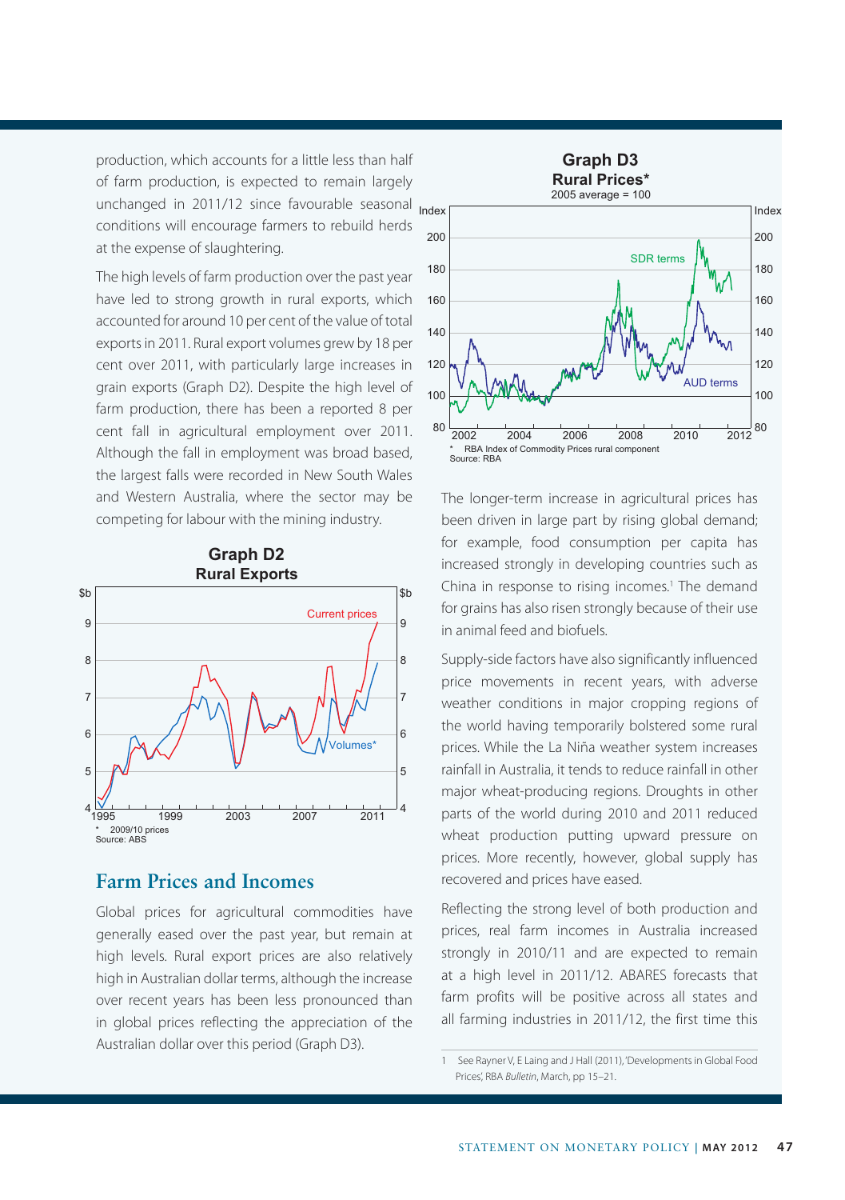production, which accounts for a little less than half of farm production, is expected to remain largely unchanged in 2011/12 since favourable seasonal conditions will encourage farmers to rebuild herds at the expense of slaughtering.

The high levels of farm production over the past year have led to strong growth in rural exports, which accounted for around 10 per cent of the value of total exports in 2011. Rural export volumes grew by 18 per cent over 2011, with particularly large increases in grain exports (Graph D2). Despite the high level of farm production, there has been a reported 8 per cent fall in agricultural employment over 2011. Although the fall in employment was broad based, the largest falls were recorded in New South Wales and Western Australia, where the sector may be competing for labour with the mining industry.

**Graph D2**
**Rural Exports**

\* 2009/10 prices
Source: ABS

## Farm Prices and Incomes

Global prices for agricultural commodities have generally eased over the past year, but remain at high levels. Rural export prices are also relatively high in Australian dollar terms, although the increase over recent years has been less pronounced than in global prices reflecting the appreciation of the Australian dollar over this period (Graph D3).

**Graph D3**
**Rural Prices\***
2005 average = 100

\* RBA Index of Commodity Prices rural component
Source: RBA

The longer-term increase in agricultural prices has been driven in large part by rising global demand; for example, food consumption per capita has increased strongly in developing countries such as China in response to rising incomes.[1] The demand for grains has also risen strongly because of their use in animal feed and biofuels.

Supply-side factors have also significantly influenced price movements in recent years, with adverse weather conditions in major cropping regions of the world having temporarily bolstered some rural prices. While the La Niña weather system increases rainfall in Australia, it tends to reduce rainfall in other major wheat-producing regions. Droughts in other parts of the world during 2010 and 2011 reduced wheat production putting upward pressure on prices. More recently, however, global supply has recovered and prices have eased.

Reflecting the strong level of both production and prices, real farm incomes in Australia increased strongly in 2010/11 and are expected to remain at a high level in 2011/12. ABARES forecasts that farm profits will be positive across all states and all farming industries in 2011/12, the first time this

1 See Rayner V, E Laing and J Hall (2011), 'Developments in Global Food Prices', RBA *Bulletin*, March, pp 15–21.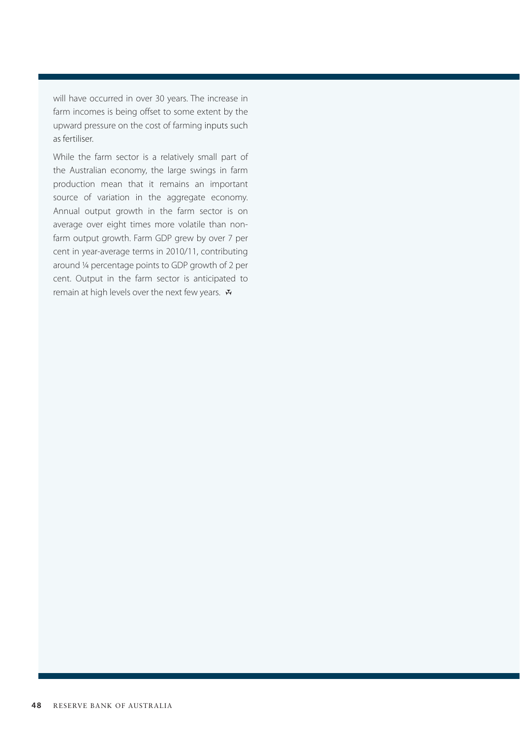will have occurred in over 30 years. The increase in farm incomes is being offset to some extent by the upward pressure on the cost of farming inputs such as fertiliser.

While the farm sector is a relatively small part of the Australian economy, the large swings in farm production mean that it remains an important source of variation in the aggregate economy. Annual output growth in the farm sector is on average over eight times more volatile than non-farm output growth. Farm GDP grew by over 7 per cent in year-average terms in 2010/11, contributing around ¼ percentage points to GDP growth of 2 per cent. Output in the farm sector is anticipated to remain at high levels over the next few years.